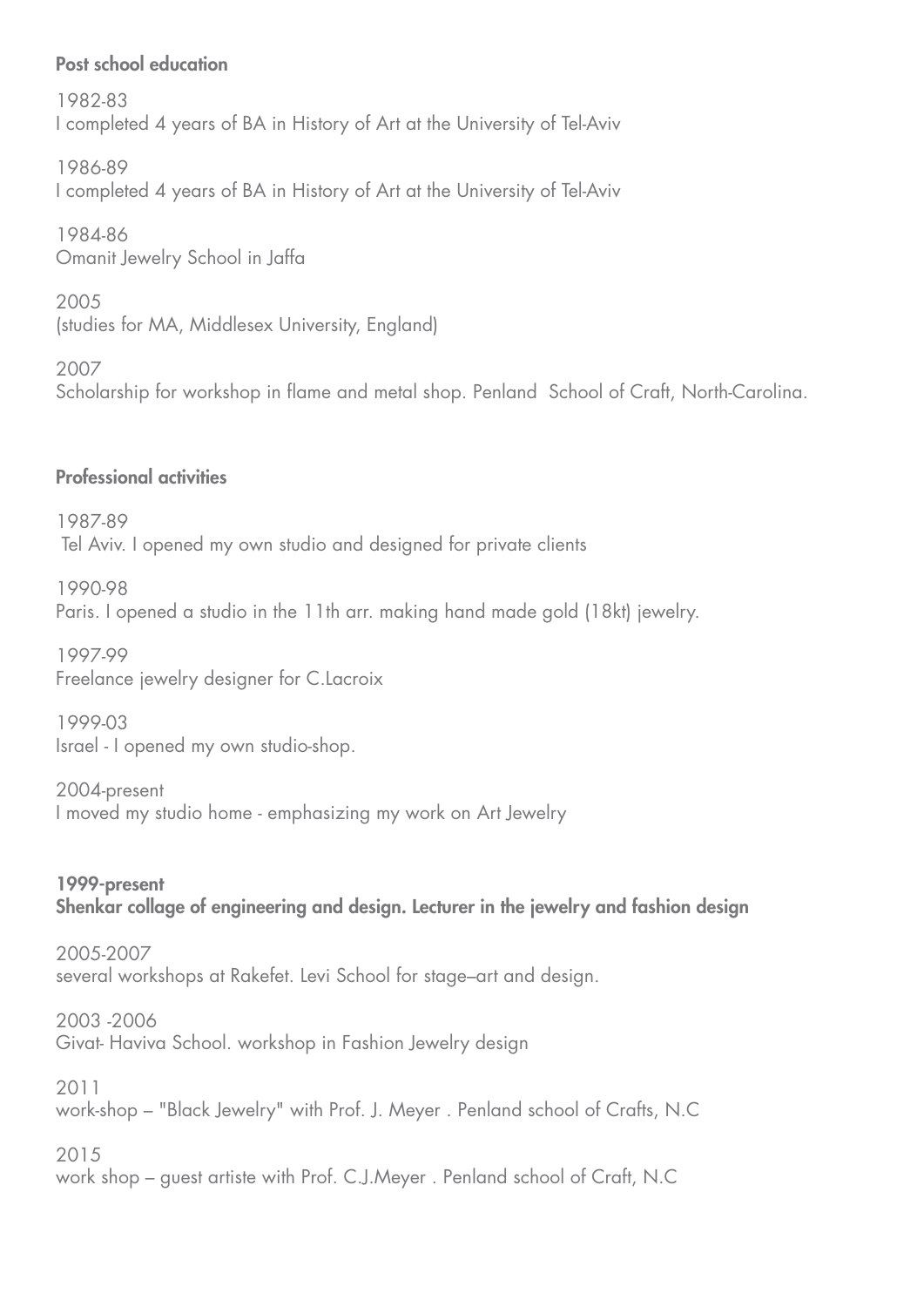## Post school education

1982-83
I completed 4 years of BA in History of Art at the University of Tel-Aviv

1986-89
I completed 4 years of BA in History of Art at the University of Tel-Aviv

1984-86
Omanit Jewelry School in Jaffa

2005
(studies for MA, Middlesex University, England)

2007
Scholarship for workshop in flame and metal shop. Penland School of Craft, North-Carolina.

## Professional activities

1987-89
Tel Aviv. I opened my own studio and designed for private clients

1990-98
Paris. I opened a studio in the 11th arr. making hand made gold (18kt) jewelry.

1997-99
Freelance jewelry designer for C.Lacroix

1999-03
Israel - I opened my own studio-shop.

2004-present
I moved my studio home - emphasizing my work on Art Jewelry

**1999-present**
**Shenkar collage of engineering and design. Lecturer in the jewelry and fashion design**

2005-2007
several workshops at Rakefet. Levi School for stage–art and design.

2003 -2006
Givat- Haviva School. workshop in Fashion Jewelry design

2011
work-shop – "Black Jewelry" with Prof. J. Meyer . Penland school of Crafts, N.C

2015
work shop – guest artiste with Prof. C.J.Meyer . Penland school of Craft, N.C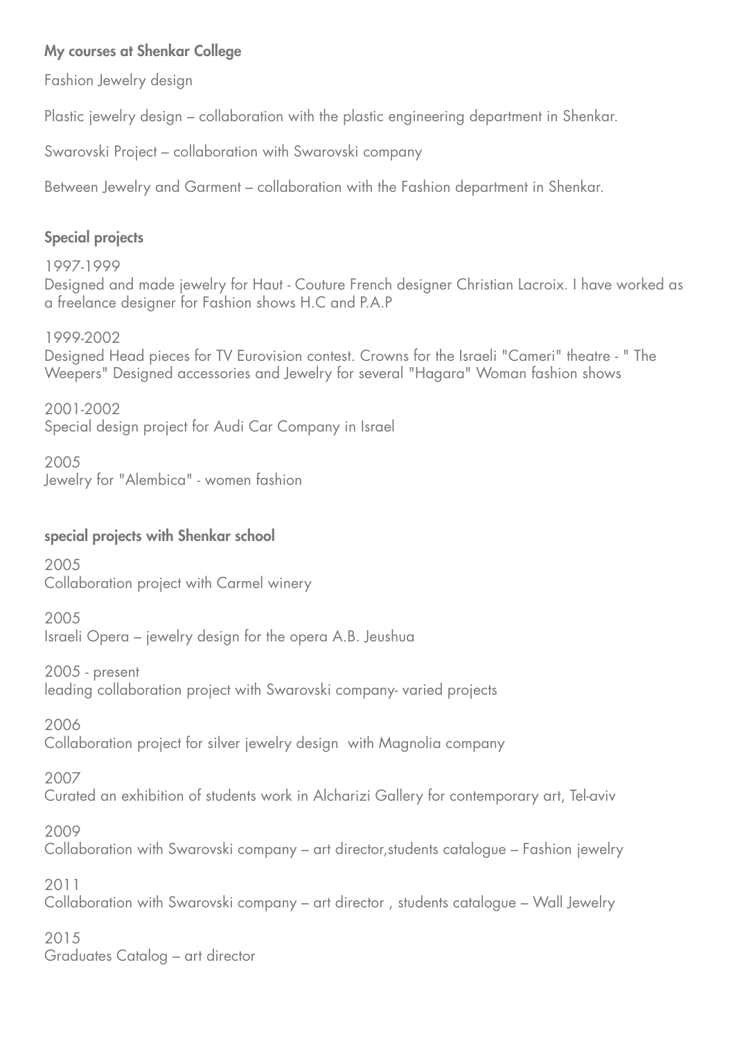### My courses at Shenkar College

Fashion Jewelry design

Plastic jewelry design – collaboration with the plastic engineering department in Shenkar.

Swarovski Project – collaboration with Swarovski company

Between Jewelry and Garment – collaboration with the Fashion department in Shenkar.

### Special projects

1997-1999
Designed and made jewelry for Haut - Couture French designer Christian Lacroix. I have worked as a freelance designer for Fashion shows H.C and P.A.P

1999-2002
Designed Head pieces for TV Eurovision contest. Crowns for the Israeli "Cameri" theatre - " The Weepers" Designed accessories and Jewelry for several "Hagara" Woman fashion shows

2001-2002
Special design project for Audi Car Company in Israel

2005
Jewelry for "Alembica" - women fashion

### special projects with Shenkar school

2005
Collaboration project with Carmel winery

2005
Israeli Opera – jewelry design for the opera A.B. Jeushua

2005 - present
leading collaboration project with Swarovski company- varied projects

2006
Collaboration project for silver jewelry design with Magnolia company

2007
Curated an exhibition of students work in Alcharizi Gallery for contemporary art, Tel-aviv

2009
Collaboration with Swarovski company – art director,students catalogue – Fashion jewelry

2011
Collaboration with Swarovski company – art director , students catalogue – Wall Jewelry

2015
Graduates Catalog – art director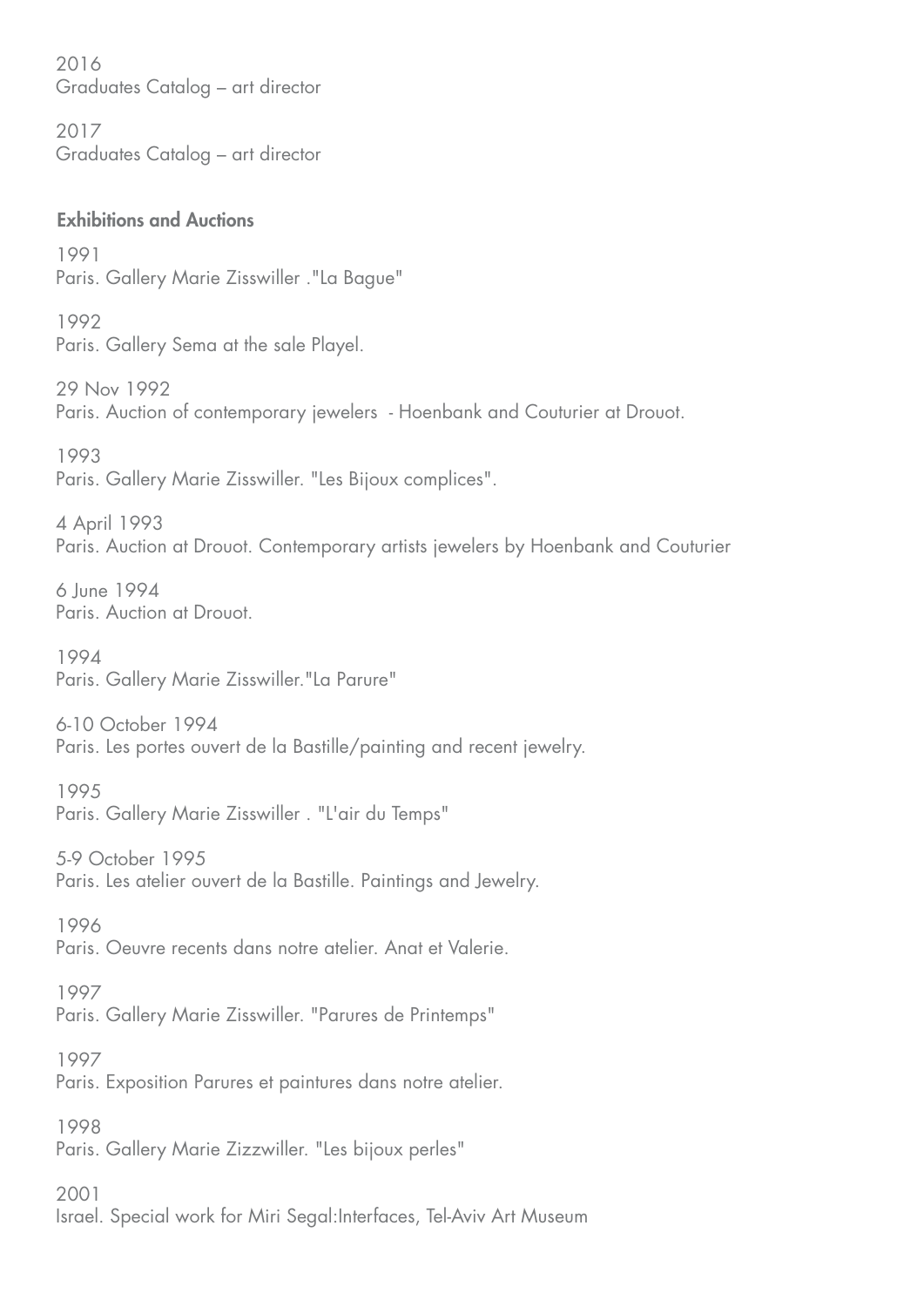2016
Graduates Catalog – art director

2017
Graduates Catalog – art director

## Exhibitions and Auctions

1991
Paris. Gallery Marie Zisswiller ."La Bague"

1992
Paris. Gallery Sema at the sale Playel.

29 Nov 1992
Paris. Auction of contemporary jewelers - Hoenbank and Couturier at Drouot.

1993
Paris. Gallery Marie Zisswiller. "Les Bijoux complices".

4 April 1993
Paris. Auction at Drouot. Contemporary artists jewelers by Hoenbank and Couturier

6 June 1994
Paris. Auction at Drouot.

1994
Paris. Gallery Marie Zisswiller."La Parure"

6-10 October 1994
Paris. Les portes ouvert de la Bastille/painting and recent jewelry.

1995
Paris. Gallery Marie Zisswiller . "L'air du Temps"

5-9 October 1995
Paris. Les atelier ouvert de la Bastille. Paintings and Jewelry.

1996
Paris. Oeuvre recents dans notre atelier. Anat et Valerie.

1997
Paris. Gallery Marie Zisswiller. "Parures de Printemps"

1997
Paris. Exposition Parures et paintures dans notre atelier.

1998
Paris. Gallery Marie Zizzwiller. "Les bijoux perles"

2001
Israel. Special work for Miri Segal:Interfaces, Tel-Aviv Art Museum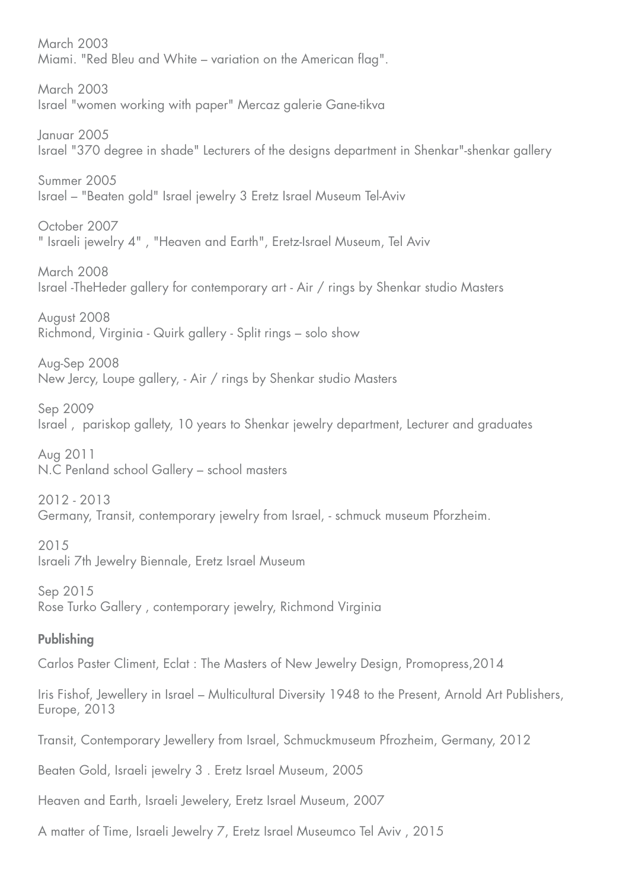March 2003
Miami. "Red Bleu and White – variation on the American flag".

March 2003
Israel "women working with paper" Mercaz galerie Gane-tikva

Januar 2005
Israel "370 degree in shade" Lecturers of the designs department in Shenkar"-shenkar gallery

Summer 2005
Israel – "Beaten gold" Israel jewelry 3 Eretz Israel Museum Tel-Aviv

October 2007
" Israeli jewelry 4" , "Heaven and Earth", Eretz-Israel Museum, Tel Aviv

March 2008
Israel -TheHeder gallery for contemporary art - Air / rings by Shenkar studio Masters

August 2008
Richmond, Virginia - Quirk gallery - Split rings – solo show

Aug-Sep 2008
New Jercy, Loupe gallery, - Air / rings by Shenkar studio Masters

Sep 2009
Israel , pariskop gallety, 10 years to Shenkar jewelry department, Lecturer and graduates

Aug 2011
N.C Penland school Gallery – school masters

2012 - 2013
Germany, Transit, contemporary jewelry from Israel, - schmuck museum Pforzheim.

2015
Israeli 7th Jewelry Biennale, Eretz Israel Museum

Sep 2015
Rose Turko Gallery , contemporary jewelry, Richmond Virginia

### Publishing

Carlos Paster Climent, Eclat : The Masters of New Jewelry Design, Promopress,2014

Iris Fishof, Jewellery in Israel – Multicultural Diversity 1948 to the Present, Arnold Art Publishers, Europe, 2013

Transit, Contemporary Jewellery from Israel, Schmuckmuseum Pfrozheim, Germany, 2012

Beaten Gold, Israeli jewelry 3 . Eretz Israel Museum, 2005

Heaven and Earth, Israeli Jewelery, Eretz Israel Museum, 2007

A matter of Time, Israeli Jewelry 7, Eretz Israel Museumco Tel Aviv , 2015